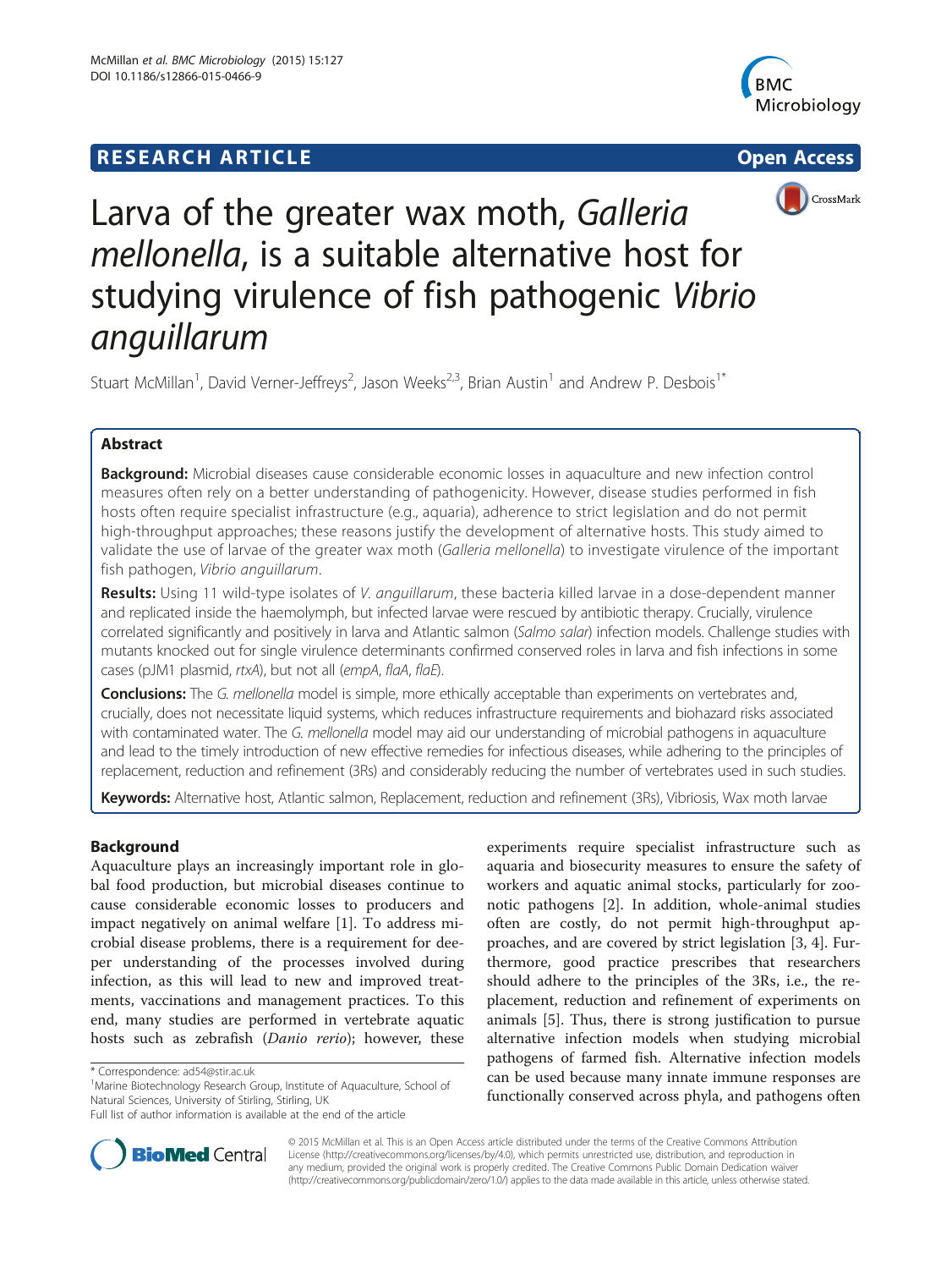# RESEARCH ARTICLE

Open Access

# Larva of the greater wax moth, *Galleria mellonella*, is a suitable alternative host for studying virulence of fish pathogenic *Vibrio anguillarum*

Stuart McMillan[1], David Verner-Jeffreys[2], Jason Weeks[2,3], Brian Austin[1] and Andrew P. Desbois[1*]

## Abstract

**Background:** Microbial diseases cause considerable economic losses in aquaculture and new infection control measures often rely on a better understanding of pathogenicity. However, disease studies performed in fish hosts often require specialist infrastructure (e.g., aquaria), adherence to strict legislation and do not permit high-throughput approaches; these reasons justify the development of alternative hosts. This study aimed to validate the use of larvae of the greater wax moth (*Galleria mellonella*) to investigate virulence of the important fish pathogen, *Vibrio anguillarum*.

**Results:** Using 11 wild-type isolates of *V. anguillarum*, these bacteria killed larvae in a dose-dependent manner and replicated inside the haemolymph, but infected larvae were rescued by antibiotic therapy. Crucially, virulence correlated significantly and positively in larva and Atlantic salmon (*Salmo salar*) infection models. Challenge studies with mutants knocked out for single virulence determinants confirmed conserved roles in larva and fish infections in some cases (pJM1 plasmid, *rtxA*), but not all (*empA*, *flaA*, *flaE*).

**Conclusions:** The *G. mellonella* model is simple, more ethically acceptable than experiments on vertebrates and, crucially, does not necessitate liquid systems, which reduces infrastructure requirements and biohazard risks associated with contaminated water. The *G. mellonella* model may aid our understanding of microbial pathogens in aquaculture and lead to the timely introduction of new effective remedies for infectious diseases, while adhering to the principles of replacement, reduction and refinement (3Rs) and considerably reducing the number of vertebrates used in such studies.

**Keywords:** Alternative host, Atlantic salmon, Replacement, reduction and refinement (3Rs), Vibriosis, Wax moth larvae

## Background

Aquaculture plays an increasingly important role in global food production, but microbial diseases continue to cause considerable economic losses to producers and impact negatively on animal welfare [1]. To address microbial disease problems, there is a requirement for deeper understanding of the processes involved during infection, as this will lead to new and improved treatments, vaccinations and management practices. To this end, many studies are performed in vertebrate aquatic hosts such as zebrafish (*Danio rerio*); however, these experiments require specialist infrastructure such as aquaria and biosecurity measures to ensure the safety of workers and aquatic animal stocks, particularly for zoonotic pathogens [2]. In addition, whole-animal studies often are costly, do not permit high-throughput approaches, and are covered by strict legislation [3, 4]. Furthermore, good practice prescribes that researchers should adhere to the principles of the 3Rs, i.e., the replacement, reduction and refinement of experiments on animals [5]. Thus, there is strong justification to pursue alternative infection models when studying microbial pathogens of farmed fish. Alternative infection models can be used because many innate immune responses are functionally conserved across phyla, and pathogens often

\* Correspondence: ad54@stir.ac.uk
[1]Marine Biotechnology Research Group, Institute of Aquaculture, School of Natural Sciences, University of Stirling, Stirling, UK
Full list of author information is available at the end of the article

© 2015 McMillan et al. This is an Open Access article distributed under the terms of the Creative Commons Attribution License (http://creativecommons.org/licenses/by/4.0), which permits unrestricted use, distribution, and reproduction in any medium, provided the original work is properly credited. The Creative Commons Public Domain Dedication waiver (http://creativecommons.org/publicdomain/zero/1.0/) applies to the data made available in this article, unless otherwise stated.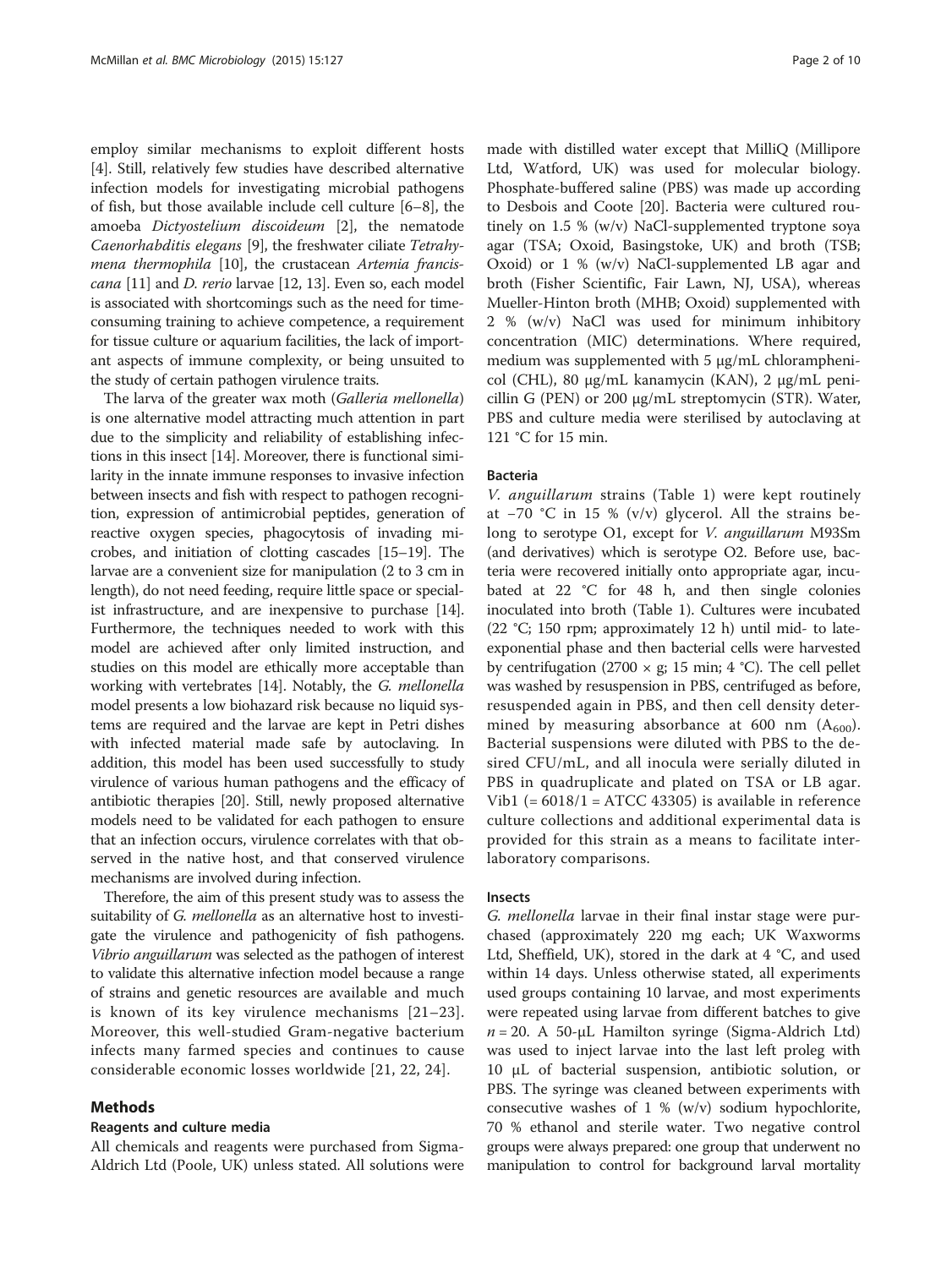employ similar mechanisms to exploit different hosts [4]. Still, relatively few studies have described alternative infection models for investigating microbial pathogens of fish, but those available include cell culture [6–8], the amoeba *Dictyostelium discoideum* [2], the nematode *Caenorhabditis elegans* [9], the freshwater ciliate *Tetrahymena thermophila* [10], the crustacean *Artemia franciscana* [11] and *D. rerio* larvae [12, 13]. Even so, each model is associated with shortcomings such as the need for time-consuming training to achieve competence, a requirement for tissue culture or aquarium facilities, the lack of important aspects of immune complexity, or being unsuited to the study of certain pathogen virulence traits.

The larva of the greater wax moth (*Galleria mellonella*) is one alternative model attracting much attention in part due to the simplicity and reliability of establishing infections in this insect [14]. Moreover, there is functional similarity in the innate immune responses to invasive infection between insects and fish with respect to pathogen recognition, expression of antimicrobial peptides, generation of reactive oxygen species, phagocytosis of invading microbes, and initiation of clotting cascades [15–19]. The larvae are a convenient size for manipulation (2 to 3 cm in length), do not need feeding, require little space or specialist infrastructure, and are inexpensive to purchase [14]. Furthermore, the techniques needed to work with this model are achieved after only limited instruction, and studies on this model are ethically more acceptable than working with vertebrates [14]. Notably, the *G. mellonella* model presents a low biohazard risk because no liquid systems are required and the larvae are kept in Petri dishes with infected material made safe by autoclaving. In addition, this model has been used successfully to study virulence of various human pathogens and the efficacy of antibiotic therapies [20]. Still, newly proposed alternative models need to be validated for each pathogen to ensure that an infection occurs, virulence correlates with that observed in the native host, and that conserved virulence mechanisms are involved during infection.

Therefore, the aim of this present study was to assess the suitability of *G. mellonella* as an alternative host to investigate the virulence and pathogenicity of fish pathogens. *Vibrio anguillarum* was selected as the pathogen of interest to validate this alternative infection model because a range of strains and genetic resources are available and much is known of its key virulence mechanisms [21–23]. Moreover, this well-studied Gram-negative bacterium infects many farmed species and continues to cause considerable economic losses worldwide [21, 22, 24].

## Methods

### Reagents and culture media

All chemicals and reagents were purchased from Sigma-Aldrich Ltd (Poole, UK) unless stated. All solutions were made with distilled water except that MilliQ (Millipore Ltd, Watford, UK) was used for molecular biology. Phosphate-buffered saline (PBS) was made up according to Desbois and Coote [20]. Bacteria were cultured routinely on 1.5 % (w/v) NaCl-supplemented tryptone soya agar (TSA; Oxoid, Basingstoke, UK) and broth (TSB; Oxoid) or 1 % (w/v) NaCl-supplemented LB agar and broth (Fisher Scientific, Fair Lawn, NJ, USA), whereas Mueller-Hinton broth (MHB; Oxoid) supplemented with 2 % (w/v) NaCl was used for minimum inhibitory concentration (MIC) determinations. Where required, medium was supplemented with 5 μg/mL chloramphenicol (CHL), 80 μg/mL kanamycin (KAN), 2 μg/mL penicillin G (PEN) or 200 μg/mL streptomycin (STR). Water, PBS and culture media were sterilised by autoclaving at 121 °C for 15 min.

### Bacteria

*V. anguillarum* strains (Table 1) were kept routinely at −70 °C in 15 % (v/v) glycerol. All the strains belong to serotype O1, except for *V. anguillarum* M93Sm (and derivatives) which is serotype O2. Before use, bacteria were recovered initially onto appropriate agar, incubated at 22 °C for 48 h, and then single colonies inoculated into broth (Table 1). Cultures were incubated (22 °C; 150 rpm; approximately 12 h) until mid- to late-exponential phase and then bacterial cells were harvested by centrifugation (2700 × g; 15 min; 4 °C). The cell pellet was washed by resuspension in PBS, centrifuged as before, resuspended again in PBS, and then cell density determined by measuring absorbance at 600 nm ($A_{600}$). Bacterial suspensions were diluted with PBS to the desired CFU/mL, and all inocula were serially diluted in PBS in quadruplicate and plated on TSA or LB agar. Vib1 (= 6018/1 = ATCC 43305) is available in reference culture collections and additional experimental data is provided for this strain as a means to facilitate inter-laboratory comparisons.

### Insects

*G. mellonella* larvae in their final instar stage were purchased (approximately 220 mg each; UK Waxworms Ltd, Sheffield, UK), stored in the dark at 4 °C, and used within 14 days. Unless otherwise stated, all experiments used groups containing 10 larvae, and most experiments were repeated using larvae from different batches to give $n = 20$. A 50-μL Hamilton syringe (Sigma-Aldrich Ltd) was used to inject larvae into the last left proleg with 10 μL of bacterial suspension, antibiotic solution, or PBS. The syringe was cleaned between experiments with consecutive washes of 1 % (w/v) sodium hypochlorite, 70 % ethanol and sterile water. Two negative control groups were always prepared: one group that underwent no manipulation to control for background larval mortality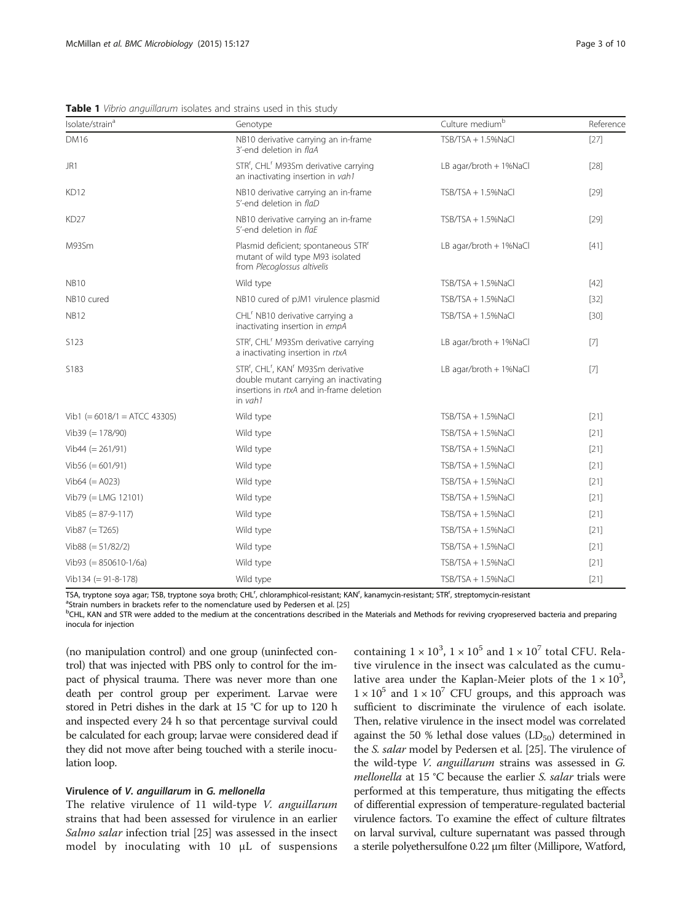**Table 1** *Vibrio anguillarum* isolates and strains used in this study

| Isolate/strain[a] | Genotype | Culture medium[b] | Reference |
|---|---|---|---|
| DM16 | NB10 derivative carrying an in-frame 3′-end deletion in *flaA* | TSB/TSA + 1.5%NaCl | [27] |
| JR1 | STR[r], CHL[r] M93Sm derivative carrying an inactivating insertion in *vah1* | LB agar/broth + 1%NaCl | [28] |
| KD12 | NB10 derivative carrying an in-frame 5′-end deletion in *flaD* | TSB/TSA + 1.5%NaCl | [29] |
| KD27 | NB10 derivative carrying an in-frame 5′-end deletion in *flaE* | TSB/TSA + 1.5%NaCl | [29] |
| M93Sm | Plasmid deficient; spontaneous STR[r] mutant of wild type M93 isolated from *Plecoglossus altivelis* | LB agar/broth + 1%NaCl | [41] |
| NB10 | Wild type | TSB/TSA + 1.5%NaCl | [42] |
| NB10 cured | NB10 cured of pJM1 virulence plasmid | TSB/TSA + 1.5%NaCl | [32] |
| NB12 | CHL[r] NB10 derivative carrying a inactivating insertion in *empA* | TSB/TSA + 1.5%NaCl | [30] |
| S123 | STR[r], CHL[r] M93Sm derivative carrying a inactivating insertion in *rtxA* | LB agar/broth + 1%NaCl | [7] |
| S183 | STR[r], CHL[r], KAN[r] M93Sm derivative double mutant carrying an inactivating insertions in *rtxA* and in-frame deletion in *vah1* | LB agar/broth + 1%NaCl | [7] |
| Vib1 (= 6018/1 = ATCC 43305) | Wild type | TSB/TSA + 1.5%NaCl | [21] |
| Vib39 (= 178/90) | Wild type | TSB/TSA + 1.5%NaCl | [21] |
| Vib44 (= 261/91) | Wild type | TSB/TSA + 1.5%NaCl | [21] |
| Vib56 (= 601/91) | Wild type | TSB/TSA + 1.5%NaCl | [21] |
| Vib64 (= A023) | Wild type | TSB/TSA + 1.5%NaCl | [21] |
| Vib79 (= LMG 12101) | Wild type | TSB/TSA + 1.5%NaCl | [21] |
| Vib85 (= 87-9-117) | Wild type | TSB/TSA + 1.5%NaCl | [21] |
| Vib87 (= T265) | Wild type | TSB/TSA + 1.5%NaCl | [21] |
| Vib88 (= 51/82/2) | Wild type | TSB/TSA + 1.5%NaCl | [21] |
| Vib93 (= 850610-1/6a) | Wild type | TSB/TSA + 1.5%NaCl | [21] |
| Vib134 (= 91-8-178) | Wild type | TSB/TSA + 1.5%NaCl | [21] |

TSA, tryptone soya agar; TSB, tryptone soya broth; CHL[r], chloramphicol-resistant; KAN[r], kanamycin-resistant; STR[r], streptomycin-resistant

[a]Strain numbers in brackets refer to the nomenclature used by Pedersen et al. [25]

[b]CHL, KAN and STR were added to the medium at the concentrations described in the Materials and Methods for reviving cryopreserved bacteria and preparing inocula for injection

(no manipulation control) and one group (uninfected control) that was injected with PBS only to control for the impact of physical trauma. There was never more than one death per control group per experiment. Larvae were stored in Petri dishes in the dark at 15 °C for up to 120 h and inspected every 24 h so that percentage survival could be calculated for each group; larvae were considered dead if they did not move after being touched with a sterile inoculation loop.

#### Virulence of *V. anguillarum* in *G. mellonella*

The relative virulence of 11 wild-type *V. anguillarum* strains that had been assessed for virulence in an earlier *Salmo salar* infection trial [25] was assessed in the insect model by inoculating with 10 μL of suspensions containing $1 \times 10^3$, $1 \times 10^5$ and $1 \times 10^7$ total CFU. Relative virulence in the insect was calculated as the cumulative area under the Kaplan-Meier plots of the $1 \times 10^3$, $1 \times 10^5$ and $1 \times 10^7$ CFU groups, and this approach was sufficient to discriminate the virulence of each isolate. Then, relative virulence in the insect model was correlated against the 50 % lethal dose values ($LD_{50}$) determined in the *S. salar* model by Pedersen et al. [25]. The virulence of the wild-type *V. anguillarum* strains was assessed in *G. mellonella* at 15 °C because the earlier *S. salar* trials were performed at this temperature, thus mitigating the effects of differential expression of temperature-regulated bacterial virulence factors. To examine the effect of culture filtrates on larval survival, culture supernatant was passed through a sterile polyethersulfone 0.22 μm filter (Millipore, Watford,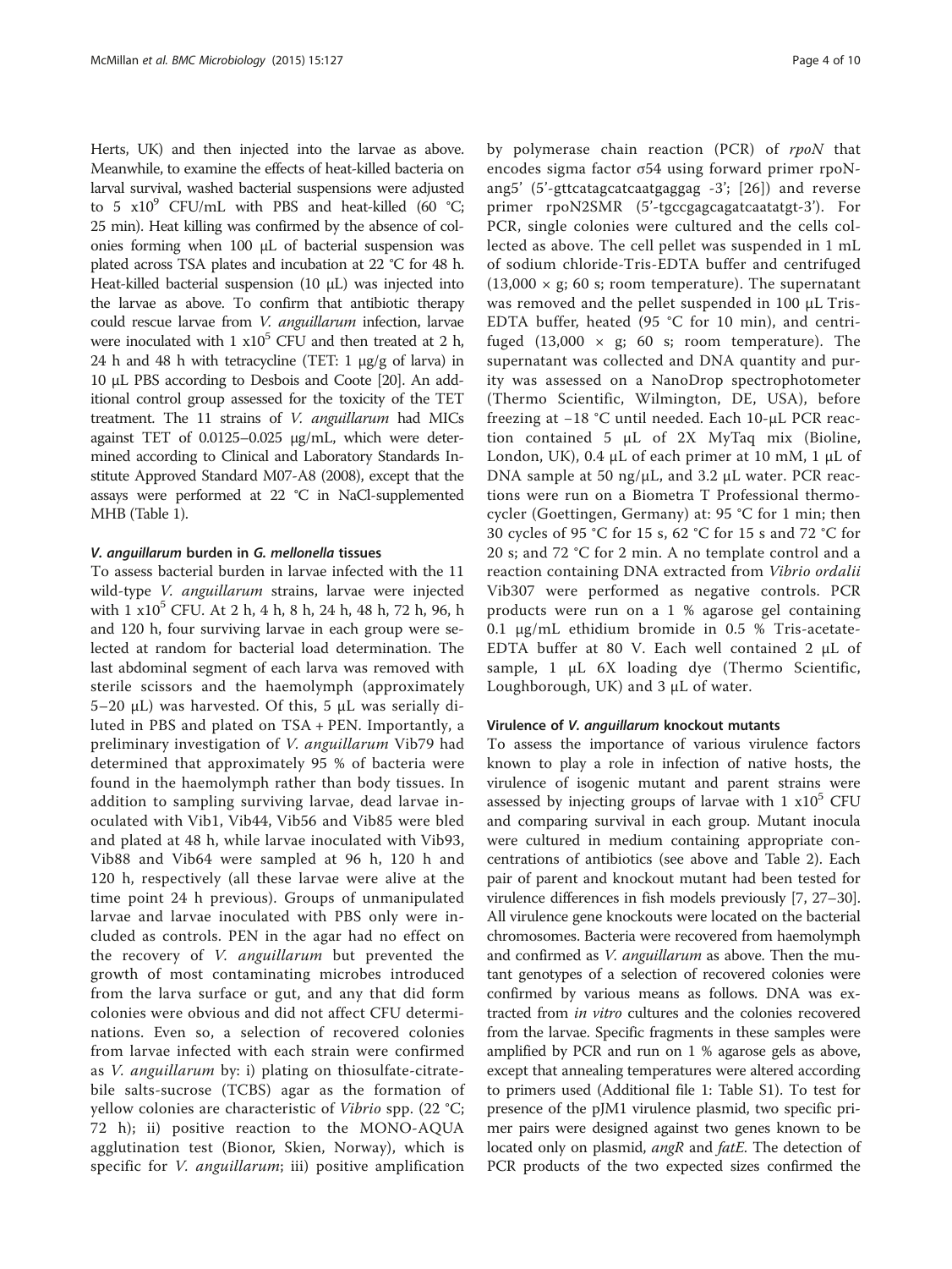Herts, UK) and then injected into the larvae as above. Meanwhile, to examine the effects of heat-killed bacteria on larval survival, washed bacterial suspensions were adjusted to 5 $x10^9$ CFU/mL with PBS and heat-killed (60 °C; 25 min). Heat killing was confirmed by the absence of colonies forming when 100 μL of bacterial suspension was plated across TSA plates and incubation at 22 °C for 48 h. Heat-killed bacterial suspension (10 μL) was injected into the larvae as above. To confirm that antibiotic therapy could rescue larvae from *V. anguillarum* infection, larvae were inoculated with 1 $x10^5$ CFU and then treated at 2 h, 24 h and 48 h with tetracycline (TET: 1 μg/g of larva) in 10 μL PBS according to Desbois and Coote [20]. An additional control group assessed for the toxicity of the TET treatment. The 11 strains of *V. anguillarum* had MICs against TET of 0.0125–0.025 μg/mL, which were determined according to Clinical and Laboratory Standards Institute Approved Standard M07-A8 (2008), except that the assays were performed at 22 °C in NaCl-supplemented MHB (Table 1).

#### *V. anguillarum* burden in *G. mellonella* tissues

To assess bacterial burden in larvae infected with the 11 wild-type *V. anguillarum* strains, larvae were injected with 1 $x10^5$ CFU. At 2 h, 4 h, 8 h, 24 h, 48 h, 72 h, 96, h and 120 h, four surviving larvae in each group were selected at random for bacterial load determination. The last abdominal segment of each larva was removed with sterile scissors and the haemolymph (approximately 5–20 μL) was harvested. Of this, 5 μL was serially diluted in PBS and plated on TSA + PEN. Importantly, a preliminary investigation of *V. anguillarum* Vib79 had determined that approximately 95 % of bacteria were found in the haemolymph rather than body tissues. In addition to sampling surviving larvae, dead larvae inoculated with Vib1, Vib44, Vib56 and Vib85 were bled and plated at 48 h, while larvae inoculated with Vib93, Vib88 and Vib64 were sampled at 96 h, 120 h and 120 h, respectively (all these larvae were alive at the time point 24 h previous). Groups of unmanipulated larvae and larvae inoculated with PBS only were included as controls. PEN in the agar had no effect on the recovery of *V. anguillarum* but prevented the growth of most contaminating microbes introduced from the larva surface or gut, and any that did form colonies were obvious and did not affect CFU determinations. Even so, a selection of recovered colonies from larvae infected with each strain were confirmed as *V. anguillarum* by: i) plating on thiosulfate-citrate-bile salts-sucrose (TCBS) agar as the formation of yellow colonies are characteristic of *Vibrio* spp. (22 °C; 72 h); ii) positive reaction to the MONO-AQUA agglutination test (Bionor, Skien, Norway), which is specific for *V. anguillarum*; iii) positive amplification by polymerase chain reaction (PCR) of *rpoN* that encodes sigma factor σ54 using forward primer rpoN-ang5' (5'-gttcatagcatcaatgaggag -3'; [26]) and reverse primer rpoN2SMR (5'-tgccgagcagatcaatatgt-3'). For PCR, single colonies were cultured and the cells collected as above. The cell pellet was suspended in 1 mL of sodium chloride-Tris-EDTA buffer and centrifuged (13,000 × g; 60 s; room temperature). The supernatant was removed and the pellet suspended in 100 μL Tris-EDTA buffer, heated (95 °C for 10 min), and centrifuged (13,000 × g; 60 s; room temperature). The supernatant was collected and DNA quantity and purity was assessed on a NanoDrop spectrophotometer (Thermo Scientific, Wilmington, DE, USA), before freezing at −18 °C until needed. Each 10-μL PCR reaction contained 5 μL of 2X MyTaq mix (Bioline, London, UK), 0.4 μL of each primer at 10 mM, 1 μL of DNA sample at 50 ng/μL, and 3.2 μL water. PCR reactions were run on a Biometra T Professional thermocycler (Goettingen, Germany) at: 95 °C for 1 min; then 30 cycles of 95 °C for 15 s, 62 °C for 15 s and 72 °C for 20 s; and 72 °C for 2 min. A no template control and a reaction containing DNA extracted from *Vibrio ordalii* Vib307 were performed as negative controls. PCR products were run on a 1 % agarose gel containing 0.1 μg/mL ethidium bromide in 0.5 % Tris-acetate-EDTA buffer at 80 V. Each well contained 2 μL of sample, 1 μL 6X loading dye (Thermo Scientific, Loughborough, UK) and 3 μL of water.

#### Virulence of *V. anguillarum* knockout mutants

To assess the importance of various virulence factors known to play a role in infection of native hosts, the virulence of isogenic mutant and parent strains were assessed by injecting groups of larvae with 1 $x10^5$ CFU and comparing survival in each group. Mutant inocula were cultured in medium containing appropriate concentrations of antibiotics (see above and Table 2). Each pair of parent and knockout mutant had been tested for virulence differences in fish models previously [7, 27–30]. All virulence gene knockouts were located on the bacterial chromosomes. Bacteria were recovered from haemolymph and confirmed as *V. anguillarum* as above. Then the mutant genotypes of a selection of recovered colonies were confirmed by various means as follows. DNA was extracted from *in vitro* cultures and the colonies recovered from the larvae. Specific fragments in these samples were amplified by PCR and run on 1 % agarose gels as above, except that annealing temperatures were altered according to primers used (Additional file 1: Table S1). To test for presence of the pJM1 virulence plasmid, two specific primer pairs were designed against two genes known to be located only on plasmid, *angR* and *fatE*. The detection of PCR products of the two expected sizes confirmed the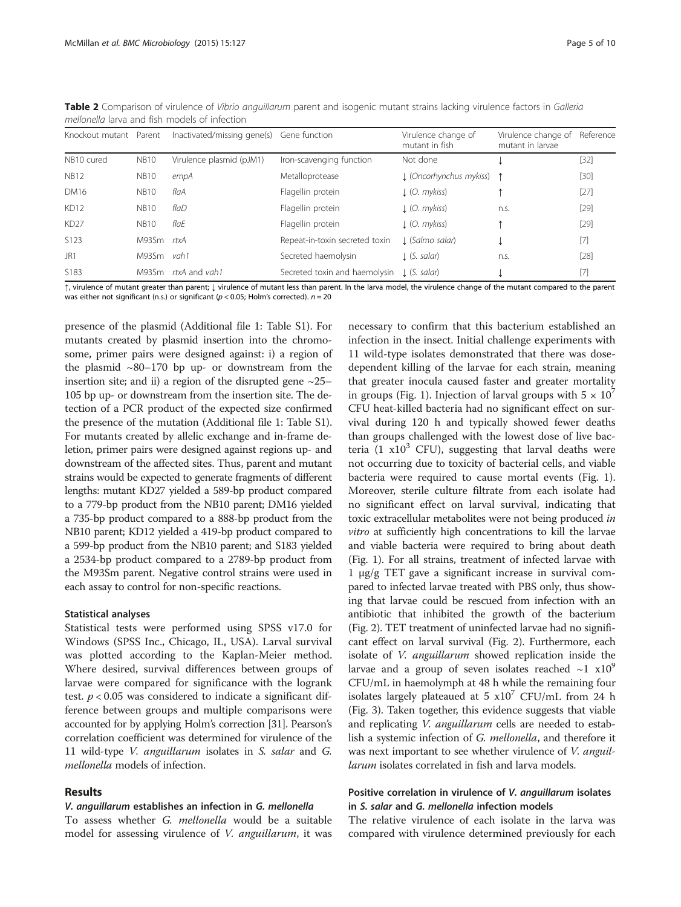**Table 2** Comparison of virulence of *Vibrio anguillarum* parent and isogenic mutant strains lacking virulence factors in *Galleria mellonella* larva and fish models of infection

| Knockout mutant | Parent | Inactivated/missing gene(s) | Gene function | Virulence change of mutant in fish | Virulence change of mutant in larvae | Reference |
|---|---|---|---|---|---|---|
| NB10 cured | NB10 | Virulence plasmid (pJM1) | Iron-scavenging function | Not done | ↓ | [32] |
| NB12 | NB10 | *empA* | Metalloprotease | ↓ (*Oncorhynchus mykiss*) | ↑ | [30] |
| DM16 | NB10 | *flaA* | Flagellin protein | ↓ (*O. mykiss*) | ↑ | [27] |
| KD12 | NB10 | *flaD* | Flagellin protein | ↓ (*O. mykiss*) | n.s. | [29] |
| KD27 | NB10 | *flaE* | Flagellin protein | ↓ (*O. mykiss*) | ↑ | [29] |
| S123 | M93Sm | *rtxA* | Repeat-in-toxin secreted toxin | ↓ (*Salmo salar*) | ↓ | [7] |
| JR1 | M93Sm | *vah1* | Secreted haemolysin | ↓ (*S. salar*) | n.s. | [28] |
| S183 | M93Sm | *rtxA* and *vah1* | Secreted toxin and haemolysin | ↓ (*S. salar*) | ↓ | [7] |

↑, virulence of mutant greater than parent; ↓ virulence of mutant less than parent. In the larva model, the virulence change of the mutant compared to the parent was either not significant (n.s.) or significant ($p < 0.05$; Holm's corrected). $n = 20$

presence of the plasmid (Additional file 1: Table S1). For mutants created by plasmid insertion into the chromosome, primer pairs were designed against: i) a region of the plasmid ~80–170 bp up- or downstream from the insertion site; and ii) a region of the disrupted gene ~25–105 bp up- or downstream from the insertion site. The detection of a PCR product of the expected size confirmed the presence of the mutation (Additional file 1: Table S1). For mutants created by allelic exchange and in-frame deletion, primer pairs were designed against regions up- and downstream of the affected sites. Thus, parent and mutant strains would be expected to generate fragments of different lengths: mutant KD27 yielded a 589-bp product compared to a 779-bp product from the NB10 parent; DM16 yielded a 735-bp product compared to a 888-bp product from the NB10 parent; KD12 yielded a 419-bp product compared to a 599-bp product from the NB10 parent; and S183 yielded a 2534-bp product compared to a 2789-bp product from the M93Sm parent. Negative control strains were used in each assay to control for non-specific reactions.

### Statistical analyses

Statistical tests were performed using SPSS v17.0 for Windows (SPSS Inc., Chicago, IL, USA). Larval survival was plotted according to the Kaplan-Meier method. Where desired, survival differences between groups of larvae were compared for significance with the logrank test. $p < 0.05$ was considered to indicate a significant difference between groups and multiple comparisons were accounted for by applying Holm's correction [31]. Pearson's correlation coefficient was determined for virulence of the 11 wild-type *V. anguillarum* isolates in *S. salar* and *G. mellonella* models of infection.

## Results

### *V. anguillarum* establishes an infection in *G. mellonella*

To assess whether *G. mellonella* would be a suitable model for assessing virulence of *V. anguillarum*, it was necessary to confirm that this bacterium established an infection in the insect. Initial challenge experiments with 11 wild-type isolates demonstrated that there was dose-dependent killing of the larvae for each strain, meaning that greater inocula caused faster and greater mortality in groups (Fig. 1). Injection of larval groups with $5 \times 10^7$ CFU heat-killed bacteria had no significant effect on survival during 120 h and typically showed fewer deaths than groups challenged with the lowest dose of live bacteria ($1 \times 10^3$ CFU), suggesting that larval deaths were not occurring due to toxicity of bacterial cells, and viable bacteria were required to cause mortal events (Fig. 1). Moreover, sterile culture filtrate from each isolate had no significant effect on larval survival, indicating that toxic extracellular metabolites were not being produced *in vitro* at sufficiently high concentrations to kill the larvae and viable bacteria were required to bring about death (Fig. 1). For all strains, treatment of infected larvae with 1 μg/g TET gave a significant increase in survival compared to infected larvae treated with PBS only, thus showing that larvae could be rescued from infection with an antibiotic that inhibited the growth of the bacterium (Fig. 2). TET treatment of uninfected larvae had no significant effect on larval survival (Fig. 2). Furthermore, each isolate of *V. anguillarum* showed replication inside the larvae and a group of seven isolates reached $\sim 1 \times 10^9$ CFU/mL in haemolymph at 48 h while the remaining four isolates largely plateaued at $5 \times 10^7$ CFU/mL from 24 h (Fig. 3). Taken together, this evidence suggests that viable and replicating *V. anguillarum* cells are needed to establish a systemic infection of *G. mellonella*, and therefore it was next important to see whether virulence of *V. anguillarum* isolates correlated in fish and larva models.

### Positive correlation in virulence of *V. anguillarum* isolates in *S. salar* and *G. mellonella* infection models

The relative virulence of each isolate in the larva was compared with virulence determined previously for each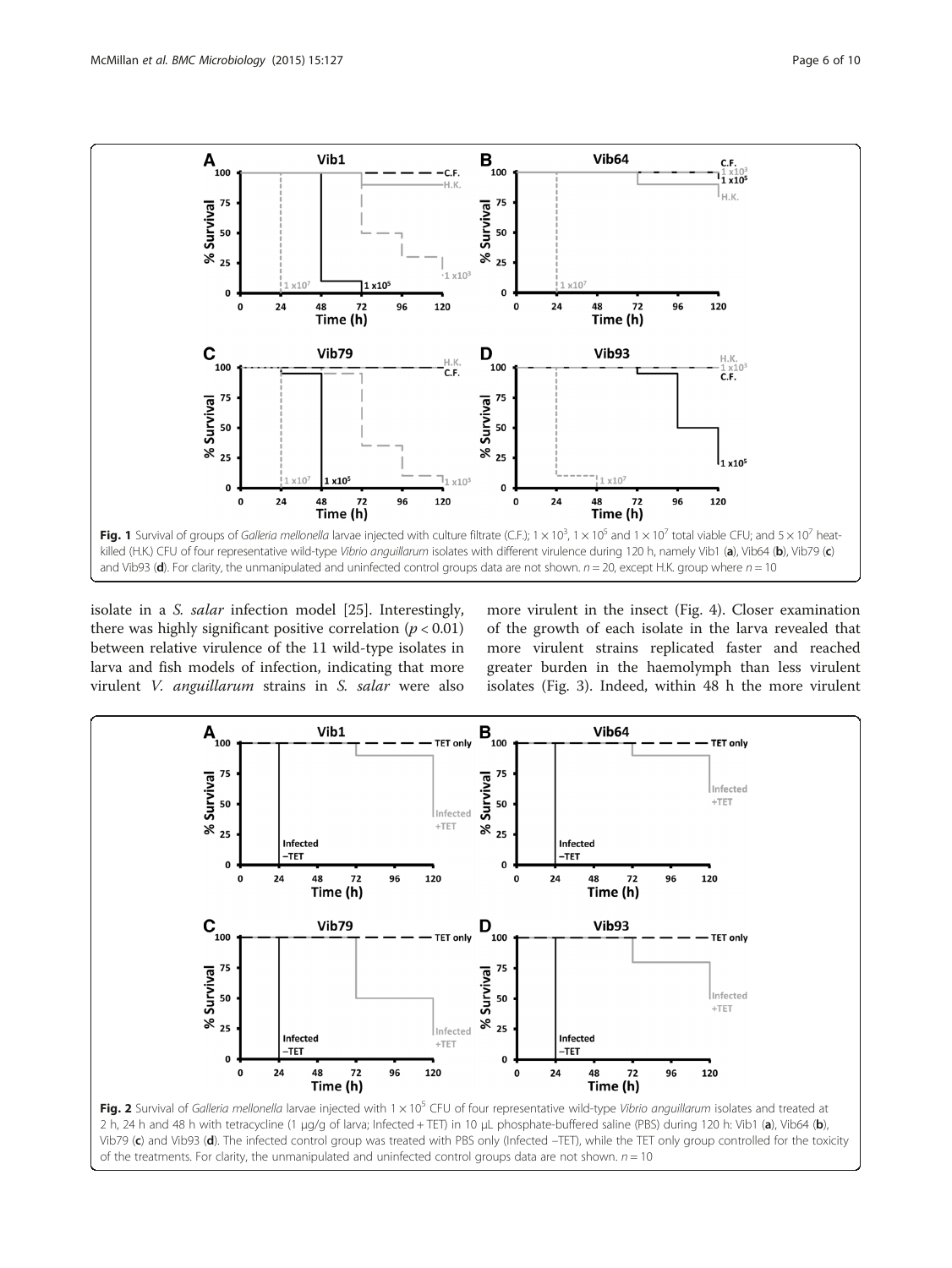isolate in a *S. salar* infection model [25]. Interestingly, there was highly significant positive correlation ($p < 0.01$) between relative virulence of the 11 wild-type isolates in larva and fish models of infection, indicating that more virulent *V. anguillarum* strains in *S. salar* were also more virulent in the insect (Fig. 4). Closer examination of the growth of each isolate in the larva revealed that more virulent strains replicated faster and reached greater burden in the haemolymph than less virulent isolates (Fig. 3). Indeed, within 48 h the more virulent

**Fig. 1** Survival of groups of *Galleria mellonella* larvae injected with culture filtrate (C.F.); $1 \times 10^3$, $1 \times 10^5$ and $1 \times 10^7$ total viable CFU; and $5 \times 10^7$ heat-killed (H.K.) CFU of four representative wild-type *Vibrio anguillarum* isolates with different virulence during 120 h, namely Vib1 (**a**), Vib64 (**b**), Vib79 (**c**) and Vib93 (**d**). For clarity, the unmanipulated and uninfected control groups data are not shown. $n = 20$, except H.K. group where $n = 10$

**Fig. 2** Survival of *Galleria mellonella* larvae injected with $1 \times 10^5$ CFU of four representative wild-type *Vibrio anguillarum* isolates and treated at 2 h, 24 h and 48 h with tetracycline (1 μg/g of larva; Infected + TET) in 10 μL phosphate-buffered saline (PBS) during 120 h: Vib1 (**a**), Vib64 (**b**), Vib79 (**c**) and Vib93 (**d**). The infected control group was treated with PBS only (Infected –TET), while the TET only group controlled for the toxicity of the treatments. For clarity, the unmanipulated and uninfected control groups data are not shown. $n = 10$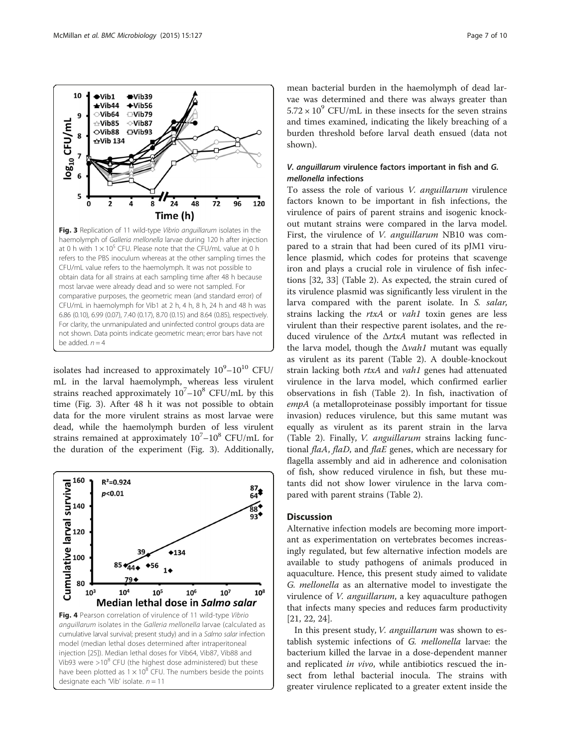Fig. 3 Replication of 11 wild-type *Vibrio anguillarum* isolates in the haemolymph of *Galleria mellonella* larvae during 120 h after injection at 0 h with $1 \times 10^5$ CFU. Please note that the CFU/mL value at 0 h refers to the PBS inoculum whereas at the other sampling times the CFU/mL value refers to the haemolymph. It was not possible to obtain data for all strains at each sampling time after 48 h because most larvae were already dead and so were not sampled. For comparative purposes, the geometric mean (and standard error) of CFU/mL in haemolymph for Vib1 at 2 h, 4 h, 8 h, 24 h and 48 h was 6.86 (0.10), 6.99 (0.07), 7.40 (0.17), 8.70 (0.15) and 8.64 (0.85), respectively. For clarity, the unmanipulated and uninfected control groups data are not shown. Data points indicate geometric mean; error bars have not be added. $n = 4$

isolates had increased to approximately $10^9$–$10^{10}$ CFU/mL in the larval haemolymph, whereas less virulent strains reached approximately $10^7$–$10^8$ CFU/mL by this time (Fig. 3). After 48 h it was not possible to obtain data for the more virulent strains as most larvae were dead, while the haemolymph burden of less virulent strains remained at approximately $10^7$–$10^8$ CFU/mL for the duration of the experiment (Fig. 3). Additionally, mean bacterial burden in the haemolymph of dead larvae was determined and there was always greater than $5.72 \times 10^9$ CFU/mL in these insects for the seven strains and times examined, indicating the likely breaching of a burden threshold before larval death ensued (data not shown).

Fig. 4 Pearson correlation of virulence of 11 wild-type *Vibrio anguillarum* isolates in the *Galleria mellonella* larvae (calculated as cumulative larval survival; present study) and in a *Salmo salar* infection model (median lethal doses determined after intraperitoneal injection [25]). Median lethal doses for Vib64, Vib87, Vib88 and Vib93 were $>10^8$ CFU (the highest dose administered) but these have been plotted as $1 \times 10^8$ CFU. The numbers beside the points designate each 'Vib' isolate. $n = 11$

### *V. anguillarum* virulence factors important in fish and *G. mellonella* infections

To assess the role of various *V. anguillarum* virulence factors known to be important in fish infections, the virulence of pairs of parent strains and isogenic knockout mutant strains were compared in the larva model. First, the virulence of *V. anguillarum* NB10 was compared to a strain that had been cured of its pJM1 virulence plasmid, which codes for proteins that scavenge iron and plays a crucial role in virulence of fish infections [32, 33] (Table 2). As expected, the strain cured of its virulence plasmid was significantly less virulent in the larva compared with the parent isolate. In *S. salar*, strains lacking the *rtxA* or *vah1* toxin genes are less virulent than their respective parent isolates, and the reduced virulence of the Δ*rtxA* mutant was reflected in the larva model, though the Δ*vah1* mutant was equally as virulent as its parent (Table 2). A double-knockout strain lacking both *rtxA* and *vah1* genes had attenuated virulence in the larva model, which confirmed earlier observations in fish (Table 2). In fish, inactivation of *empA* (a metalloproteinase possibly important for tissue invasion) reduces virulence, but this same mutant was equally as virulent as its parent strain in the larva (Table 2). Finally, *V. anguillarum* strains lacking functional *flaA*, *flaD*, and *flaE* genes, which are necessary for flagella assembly and aid in adherence and colonisation of fish, show reduced virulence in fish, but these mutants did not show lower virulence in the larva compared with parent strains (Table 2).

## Discussion

Alternative infection models are becoming more important as experimentation on vertebrates becomes increasingly regulated, but few alternative infection models are available to study pathogens of animals produced in aquaculture. Hence, this present study aimed to validate *G. mellonella* as an alternative model to investigate the virulence of *V. anguillarum*, a key aquaculture pathogen that infects many species and reduces farm productivity [21, 22, 24].

In this present study, *V. anguillarum* was shown to establish systemic infections of *G. mellonella* larvae: the bacterium killed the larvae in a dose-dependent manner and replicated *in vivo*, while antibiotics rescued the insect from lethal bacterial inocula. The strains with greater virulence replicated to a greater extent inside the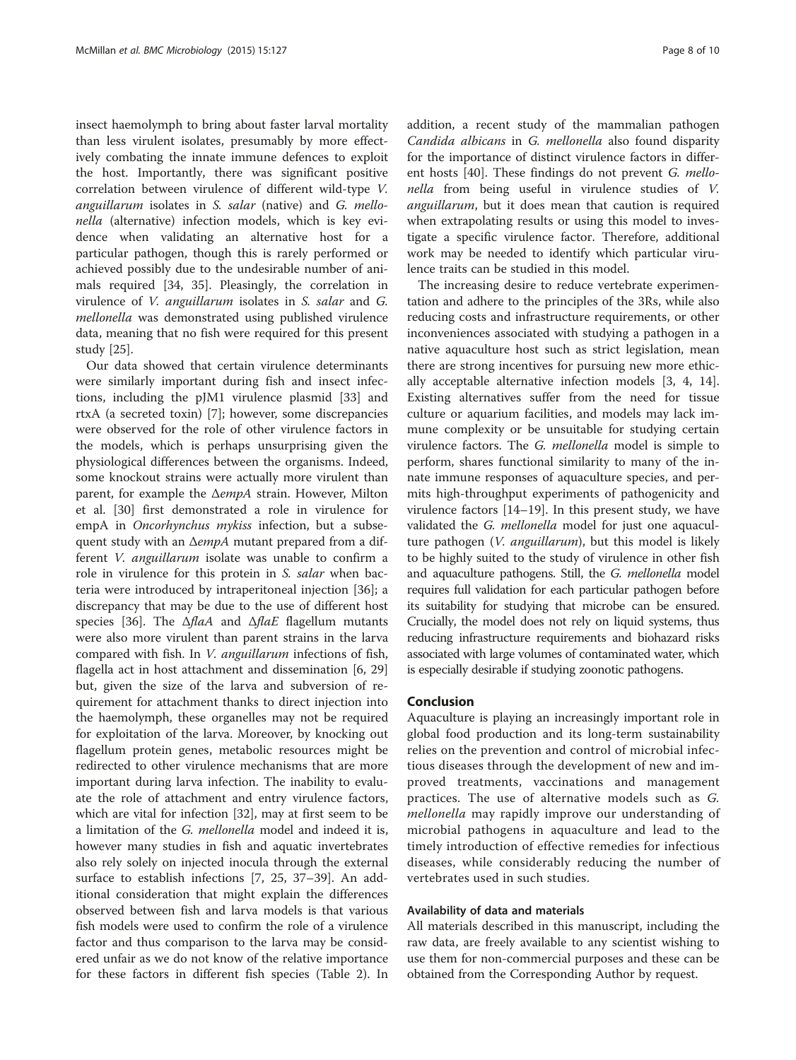insect haemolymph to bring about faster larval mortality than less virulent isolates, presumably by more effectively combating the innate immune defences to exploit the host. Importantly, there was significant positive correlation between virulence of different wild-type *V. anguillarum* isolates in *S. salar* (native) and *G. mellonella* (alternative) infection models, which is key evidence when validating an alternative host for a particular pathogen, though this is rarely performed or achieved possibly due to the undesirable number of animals required [34, 35]. Pleasingly, the correlation in virulence of *V. anguillarum* isolates in *S. salar* and *G. mellonella* was demonstrated using published virulence data, meaning that no fish were required for this present study [25].

Our data showed that certain virulence determinants were similarly important during fish and insect infections, including the pJM1 virulence plasmid [33] and rtxA (a secreted toxin) [7]; however, some discrepancies were observed for the role of other virulence factors in the models, which is perhaps unsurprising given the physiological differences between the organisms. Indeed, some knockout strains were actually more virulent than parent, for example the Δ*empA* strain. However, Milton et al. [30] first demonstrated a role in virulence for empA in *Oncorhynchus mykiss* infection, but a subsequent study with an Δ*empA* mutant prepared from a different *V. anguillarum* isolate was unable to confirm a role in virulence for this protein in *S. salar* when bacteria were introduced by intraperitoneal injection [36]; a discrepancy that may be due to the use of different host species [36]. The Δ*flaA* and Δ*flaE* flagellum mutants were also more virulent than parent strains in the larva compared with fish. In *V. anguillarum* infections of fish, flagella act in host attachment and dissemination [6, 29] but, given the size of the larva and subversion of requirement for attachment thanks to direct injection into the haemolymph, these organelles may not be required for exploitation of the larva. Moreover, by knocking out flagellum protein genes, metabolic resources might be redirected to other virulence mechanisms that are more important during larva infection. The inability to evaluate the role of attachment and entry virulence factors, which are vital for infection [32], may at first seem to be a limitation of the *G. mellonella* model and indeed it is, however many studies in fish and aquatic invertebrates also rely solely on injected inocula through the external surface to establish infections [7, 25, 37–39]. An additional consideration that might explain the differences observed between fish and larva models is that various fish models were used to confirm the role of a virulence factor and thus comparison to the larva may be considered unfair as we do not know of the relative importance for these factors in different fish species (Table 2). In addition, a recent study of the mammalian pathogen *Candida albicans* in *G. mellonella* also found disparity for the importance of distinct virulence factors in different hosts [40]. These findings do not prevent *G. mellonella* from being useful in virulence studies of *V. anguillarum*, but it does mean that caution is required when extrapolating results or using this model to investigate a specific virulence factor. Therefore, additional work may be needed to identify which particular virulence traits can be studied in this model.

The increasing desire to reduce vertebrate experimentation and adhere to the principles of the 3Rs, while also reducing costs and infrastructure requirements, or other inconveniences associated with studying a pathogen in a native aquaculture host such as strict legislation, mean there are strong incentives for pursuing new more ethically acceptable alternative infection models [3, 4, 14]. Existing alternatives suffer from the need for tissue culture or aquarium facilities, and models may lack immune complexity or be unsuitable for studying certain virulence factors. The *G. mellonella* model is simple to perform, shares functional similarity to many of the innate immune responses of aquaculture species, and permits high-throughput experiments of pathogenicity and virulence factors [14–19]. In this present study, we have validated the *G. mellonella* model for just one aquaculture pathogen (*V. anguillarum*), but this model is likely to be highly suited to the study of virulence in other fish and aquaculture pathogens. Still, the *G. mellonella* model requires full validation for each particular pathogen before its suitability for studying that microbe can be ensured. Crucially, the model does not rely on liquid systems, thus reducing infrastructure requirements and biohazard risks associated with large volumes of contaminated water, which is especially desirable if studying zoonotic pathogens.

## Conclusion

Aquaculture is playing an increasingly important role in global food production and its long-term sustainability relies on the prevention and control of microbial infectious diseases through the development of new and improved treatments, vaccinations and management practices. The use of alternative models such as *G. mellonella* may rapidly improve our understanding of microbial pathogens in aquaculture and lead to the timely introduction of effective remedies for infectious diseases, while considerably reducing the number of vertebrates used in such studies.

### Availability of data and materials

All materials described in this manuscript, including the raw data, are freely available to any scientist wishing to use them for non-commercial purposes and these can be obtained from the Corresponding Author by request.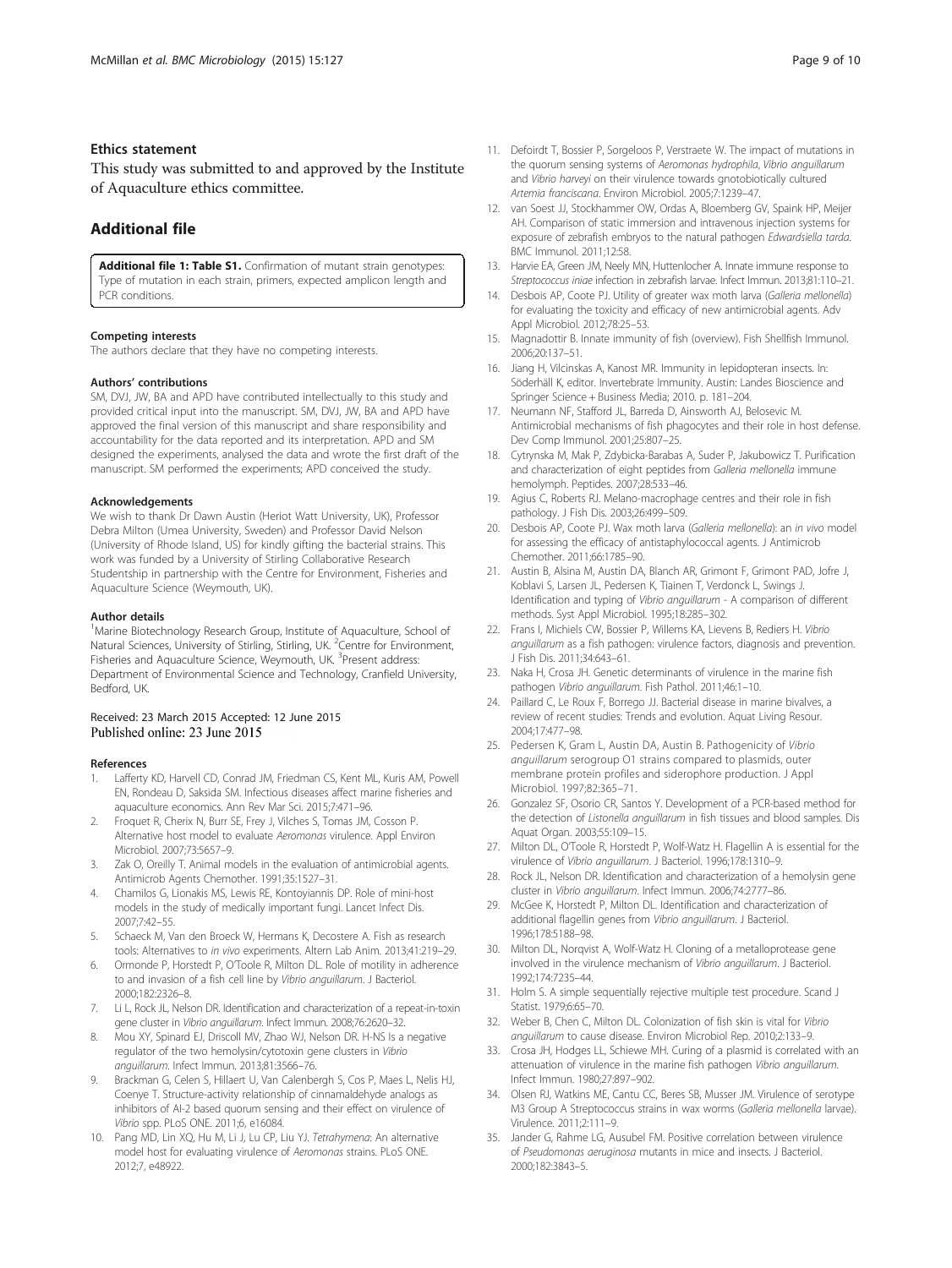### Ethics statement

This study was submitted to and approved by the Institute of Aquaculture ethics committee.

## Additional file

**Additional file 1: Table S1.** Confirmation of mutant strain genotypes: Type of mutation in each strain, primers, expected amplicon length and PCR conditions.

#### Competing interests

The authors declare that they have no competing interests.

#### Authors' contributions

SM, DVJ, JW, BA and APD have contributed intellectually to this study and provided critical input into the manuscript. SM, DVJ, JW, BA and APD have approved the final version of this manuscript and share responsibility and accountability for the data reported and its interpretation. APD and SM designed the experiments, analysed the data and wrote the first draft of the manuscript. SM performed the experiments; APD conceived the study.

#### Acknowledgements

We wish to thank Dr Dawn Austin (Heriot Watt University, UK), Professor Debra Milton (Umea University, Sweden) and Professor David Nelson (University of Rhode Island, US) for kindly gifting the bacterial strains. This work was funded by a University of Stirling Collaborative Research Studentship in partnership with the Centre for Environment, Fisheries and Aquaculture Science (Weymouth, UK).

#### Author details

[1]Marine Biotechnology Research Group, Institute of Aquaculture, School of Natural Sciences, University of Stirling, Stirling, UK. [2]Centre for Environment, Fisheries and Aquaculture Science, Weymouth, UK. [3]Present address: Department of Environmental Science and Technology, Cranfield University, Bedford, UK.

Received: 23 March 2015 Accepted: 12 June 2015
Published online: 23 June 2015

#### References

1. Lafferty KD, Harvell CD, Conrad JM, Friedman CS, Kent ML, Kuris AM, Powell EN, Rondeau D, Saksida SM. Infectious diseases affect marine fisheries and aquaculture economics. Ann Rev Mar Sci. 2015;7:471–96.
2. Froquet R, Cherix N, Burr SE, Frey J, Vilches S, Tomas JM, Cosson P. Alternative host model to evaluate *Aeromonas* virulence. Appl Environ Microbiol. 2007;73:5657–9.
3. Zak O, Oreilly T. Animal models in the evaluation of antimicrobial agents. Antimicrob Agents Chemother. 1991;35:1527–31.
4. Chamilos G, Lionakis MS, Lewis RE, Kontoyiannis DP. Role of mini-host models in the study of medically important fungi. Lancet Infect Dis. 2007;7:42–55.
5. Schaeck M, Van den Broeck W, Hermans K, Decostere A. Fish as research tools: Alternatives to *in vivo* experiments. Altern Lab Anim. 2013;41:219–29.
6. Ormonde P, Horstedt P, O'Toole R, Milton DL. Role of motility in adherence to and invasion of a fish cell line by *Vibrio anguillarum*. J Bacteriol. 2000;182:2326–8.
7. Li L, Rock JL, Nelson DR. Identification and characterization of a repeat-in-toxin gene cluster in *Vibrio anguillarum*. Infect Immun. 2008;76:2620–32.
8. Mou XY, Spinard EJ, Driscoll MV, Zhao WJ, Nelson DR. H-NS Is a negative regulator of the two hemolysin/cytotoxin gene clusters in *Vibrio anguillarum*. Infect Immun. 2013;81:3566–76.
9. Brackman G, Celen S, Hillaert U, Van Calenbergh S, Cos P, Maes L, Nelis HJ, Coenye T. Structure-activity relationship of cinnamaldehyde analogs as inhibitors of AI-2 based quorum sensing and their effect on virulence of *Vibrio* spp. PLoS ONE. 2011;6, e16084.
10. Pang MD, Lin XQ, Hu M, Li J, Lu CP, Liu YJ. *Tetrahymena*: An alternative model host for evaluating virulence of *Aeromonas* strains. PLoS ONE. 2012;7, e48922.
11. Defoirdt T, Bossier P, Sorgeloos P, Verstraete W. The impact of mutations in the quorum sensing systems of *Aeromonas hydrophila*, *Vibrio anguillarum* and *Vibrio harveyi* on their virulence towards gnotobiotically cultured *Artemia franciscana*. Environ Microbiol. 2005;7:1239–47.
12. van Soest JJ, Stockhammer OW, Ordas A, Bloemberg GV, Spaink HP, Meijer AH. Comparison of static immersion and intravenous injection systems for exposure of zebrafish embryos to the natural pathogen *Edwardsiella tarda*. BMC Immunol. 2011;12:58.
13. Harvie EA, Green JM, Neely MN, Huttenlocher A. Innate immune response to *Streptococcus iniae* infection in zebrafish larvae. Infect Immun. 2013;81:110–21.
14. Desbois AP, Coote PJ. Utility of greater wax moth larva (*Galleria mellonella*) for evaluating the toxicity and efficacy of new antimicrobial agents. Adv Appl Microbiol. 2012;78:25–53.
15. Magnadottir B. Innate immunity of fish (overview). Fish Shellfish Immunol. 2006;20:137–51.
16. Jiang H, Vilcinskas A, Kanost MR. Immunity in lepidopteran insects. In: Söderhäll K, editor. Invertebrate Immunity. Austin: Landes Bioscience and Springer Science + Business Media; 2010. p. 181–204.
17. Neumann NF, Stafford JL, Barreda D, Ainsworth AJ, Belosevic M. Antimicrobial mechanisms of fish phagocytes and their role in host defense. Dev Comp Immunol. 2001;25:807–25.
18. Cytrynska M, Mak P, Zdybicka-Barabas A, Suder P, Jakubowicz T. Purification and characterization of eight peptides from *Galleria mellonella* immune hemolymph. Peptides. 2007;28:533–46.
19. Agius C, Roberts RJ. Melano-macrophage centres and their role in fish pathology. J Fish Dis. 2003;26:499–509.
20. Desbois AP, Coote PJ. Wax moth larva (*Galleria mellonella*): an *in vivo* model for assessing the efficacy of antistaphylococcal agents. J Antimicrob Chemother. 2011;66:1785–90.
21. Austin B, Alsina M, Austin DA, Blanch AR, Grimont F, Grimont PAD, Jofre J, Koblavi S, Larsen JL, Pedersen K, Tiainen T, Verdonck L, Swings J. Identification and typing of *Vibrio anguillarum* - A comparison of different methods. Syst Appl Microbiol. 1995;18:285–302.
22. Frans I, Michiels CW, Bossier P, Willems KA, Lievens B, Rediers H. *Vibrio anguillarum* as a fish pathogen: virulence factors, diagnosis and prevention. J Fish Dis. 2011;34:643–61.
23. Naka H, Crosa JH. Genetic determinants of virulence in the marine fish pathogen *Vibrio anguillarum*. Fish Pathol. 2011;46:1–10.
24. Paillard C, Le Roux F, Borrego JJ. Bacterial disease in marine bivalves, a review of recent studies: Trends and evolution. Aquat Living Resour. 2004;17:477–98.
25. Pedersen K, Gram L, Austin DA, Austin B. Pathogenicity of *Vibrio anguillarum* serogroup O1 strains compared to plasmids, outer membrane protein profiles and siderophore production. J Appl Microbiol. 1997;82:365–71.
26. Gonzalez SF, Osorio CR, Santos Y. Development of a PCR-based method for the detection of *Listonella anguillarum* in fish tissues and blood samples. Dis Aquat Organ. 2003;55:109–15.
27. Milton DL, O'Toole R, Horstedt P, Wolf-Watz H. Flagellin A is essential for the virulence of *Vibrio anguillarum*. J Bacteriol. 1996;178:1310–9.
28. Rock JL, Nelson DR. Identification and characterization of a hemolysin gene cluster in *Vibrio anguillarum*. Infect Immun. 2006;74:2777–86.
29. McGee K, Horstedt P, Milton DL. Identification and characterization of additional flagellin genes from *Vibrio anguillarum*. J Bacteriol. 1996;178:5188–98.
30. Milton DL, Norqvist A, Wolf-Watz H. Cloning of a metalloprotease gene involved in the virulence mechanism of *Vibrio anguillarum*. J Bacteriol. 1992;174:7235–44.
31. Holm S. A simple sequentially rejective multiple test procedure. Scand J Statist. 1979;6:65–70.
32. Weber B, Chen C, Milton DL. Colonization of fish skin is vital for *Vibrio anguillarum* to cause disease. Environ Microbiol Rep. 2010;2:133–9.
33. Crosa JH, Hodges LL, Schiewe MH. Curing of a plasmid is correlated with an attenuation of virulence in the marine fish pathogen *Vibrio anguillarum*. Infect Immun. 1980;27:897–902.
34. Olsen RJ, Watkins ME, Cantu CC, Beres SB, Musser JM. Virulence of serotype M3 Group A Streptococcus strains in wax worms (*Galleria mellonella* larvae). Virulence. 2011;2:111–9.
35. Jander G, Rahme LG, Ausubel FM. Positive correlation between virulence of *Pseudomonas aeruginosa* mutants in mice and insects. J Bacteriol. 2000;182:3843–5.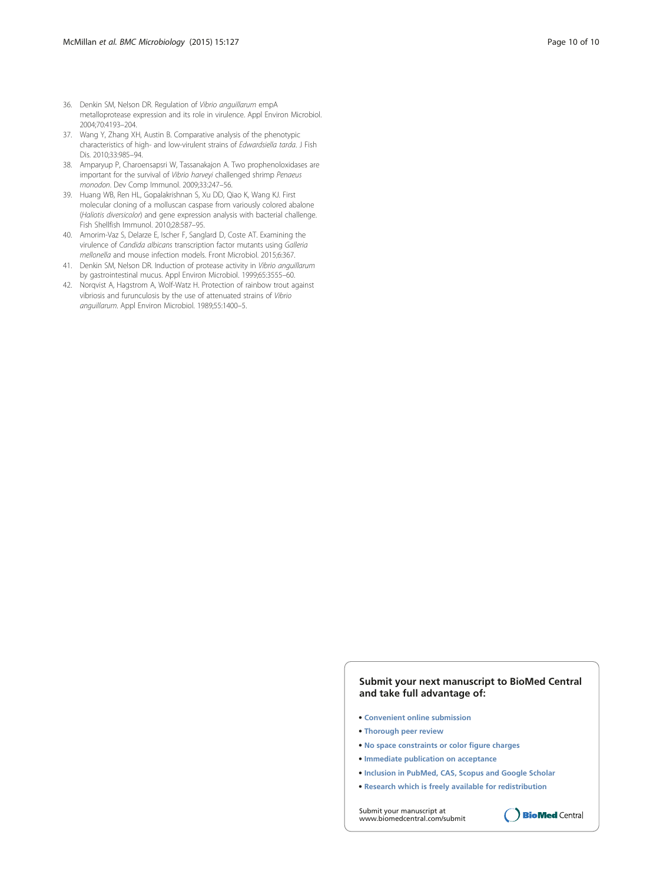36. Denkin SM, Nelson DR. Regulation of *Vibrio anguillarum* empA metalloprotease expression and its role in virulence. Appl Environ Microbiol. 2004;70:4193–204.
37. Wang Y, Zhang XH, Austin B. Comparative analysis of the phenotypic characteristics of high- and low-virulent strains of *Edwardsiella tarda*. J Fish Dis. 2010;33:985–94.
38. Amparyup P, Charoensapsri W, Tassanakajon A. Two prophenoloxidases are important for the survival of *Vibrio harveyi* challenged shrimp *Penaeus monodon*. Dev Comp Immunol. 2009;33:247–56.
39. Huang WB, Ren HL, Gopalakrishnan S, Xu DD, Qiao K, Wang KJ. First molecular cloning of a molluscan caspase from variously colored abalone (*Haliotis diversicolor*) and gene expression analysis with bacterial challenge. Fish Shellfish Immunol. 2010;28:587–95.
40. Amorim-Vaz S, Delarze E, Ischer F, Sanglard D, Coste AT. Examining the virulence of *Candida albicans* transcription factor mutants using *Galleria mellonella* and mouse infection models. Front Microbiol. 2015;6:367.
41. Denkin SM, Nelson DR. Induction of protease activity in *Vibrio anguillarum* by gastrointestinal mucus. Appl Environ Microbiol. 1999;65:3555–60.
42. Norqvist A, Hagstrom A, Wolf-Watz H. Protection of rainbow trout against vibriosis and furunculosis by the use of attenuated strains of *Vibrio anguillarum*. Appl Environ Microbiol. 1989;55:1400–5.

**Submit your next manuscript to BioMed Central and take full advantage of:**

- **Convenient online submission**
- **Thorough peer review**
- **No space constraints or color figure charges**
- **Immediate publication on acceptance**
- **Inclusion in PubMed, CAS, Scopus and Google Scholar**
- **Research which is freely available for redistribution**

Submit your manuscript at
www.biomedcentral.com/submit

BioMed Central